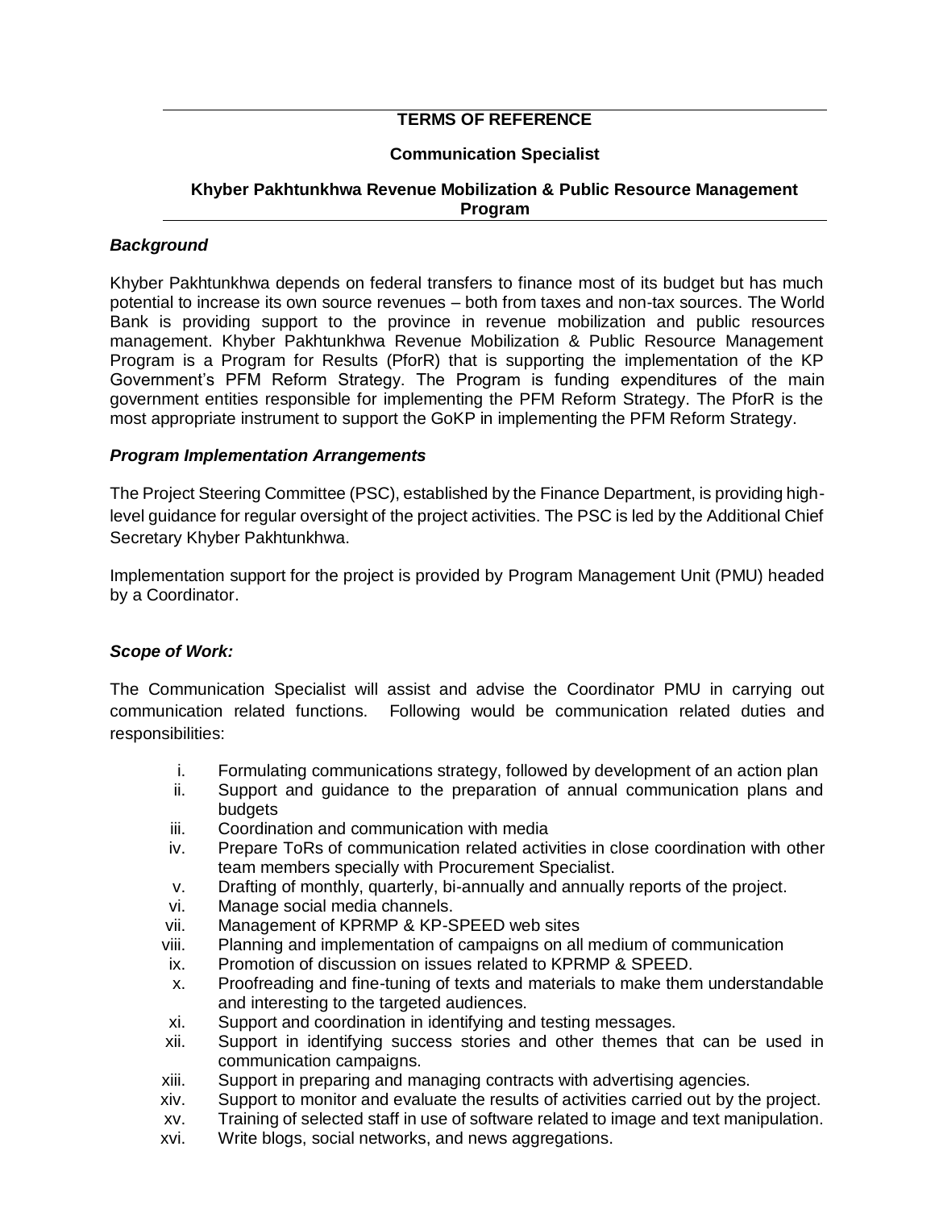# TERMS OF REFERENCE

## Communication Specialist

### Khyber Pakhtunkhwa Revenue Mobilization & Public Resource Management Program

***Background***

Khyber Pakhtunkhwa depends on federal transfers to finance most of its budget but has much potential to increase its own source revenues – both from taxes and non-tax sources. The World Bank is providing support to the province in revenue mobilization and public resources management. Khyber Pakhtunkhwa Revenue Mobilization & Public Resource Management Program is a Program for Results (PforR) that is supporting the implementation of the KP Government's PFM Reform Strategy. The Program is funding expenditures of the main government entities responsible for implementing the PFM Reform Strategy. The PforR is the most appropriate instrument to support the GoKP in implementing the PFM Reform Strategy.

***Program Implementation Arrangements***

The Project Steering Committee (PSC), established by the Finance Department, is providing high-level guidance for regular oversight of the project activities. The PSC is led by the Additional Chief Secretary Khyber Pakhtunkhwa.

Implementation support for the project is provided by Program Management Unit (PMU) headed by a Coordinator.

***Scope of Work:***

The Communication Specialist will assist and advise the Coordinator PMU in carrying out communication related functions. Following would be communication related duties and responsibilities:

i. Formulating communications strategy, followed by development of an action plan
ii. Support and guidance to the preparation of annual communication plans and budgets
iii. Coordination and communication with media
iv. Prepare ToRs of communication related activities in close coordination with other team members specially with Procurement Specialist.
v. Drafting of monthly, quarterly, bi-annually and annually reports of the project.
vi. Manage social media channels.
vii. Management of KPRMP & KP-SPEED web sites
viii. Planning and implementation of campaigns on all medium of communication
ix. Promotion of discussion on issues related to KPRMP & SPEED.
x. Proofreading and fine-tuning of texts and materials to make them understandable and interesting to the targeted audiences.
xi. Support and coordination in identifying and testing messages.
xii. Support in identifying success stories and other themes that can be used in communication campaigns.
xiii. Support in preparing and managing contracts with advertising agencies.
xiv. Support to monitor and evaluate the results of activities carried out by the project.
xv. Training of selected staff in use of software related to image and text manipulation.
xvi. Write blogs, social networks, and news aggregations.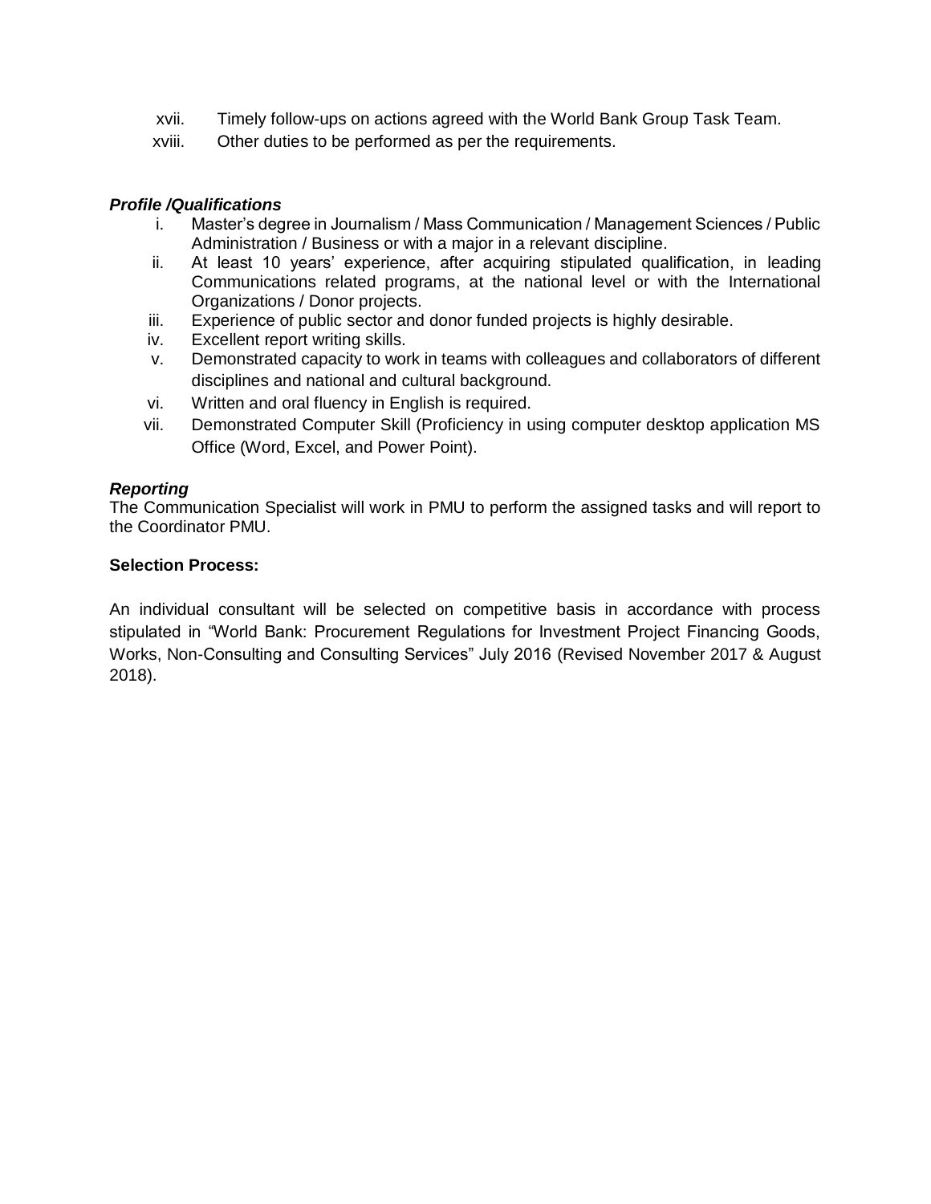xvii. Timely follow-ups on actions agreed with the World Bank Group Task Team.

xviii. Other duties to be performed as per the requirements.

***Profile /Qualifications***

i. Master's degree in Journalism / Mass Communication / Management Sciences / Public Administration / Business or with a major in a relevant discipline.

ii. At least 10 years' experience, after acquiring stipulated qualification, in leading Communications related programs, at the national level or with the International Organizations / Donor projects.

iii. Experience of public sector and donor funded projects is highly desirable.

iv. Excellent report writing skills.

v. Demonstrated capacity to work in teams with colleagues and collaborators of different disciplines and national and cultural background.

vi. Written and oral fluency in English is required.

vii. Demonstrated Computer Skill (Proficiency in using computer desktop application MS Office (Word, Excel, and Power Point).

***Reporting***

The Communication Specialist will work in PMU to perform the assigned tasks and will report to the Coordinator PMU.

**Selection Process:**

An individual consultant will be selected on competitive basis in accordance with process stipulated in "World Bank: Procurement Regulations for Investment Project Financing Goods, Works, Non-Consulting and Consulting Services" July 2016 (Revised November 2017 & August 2018).